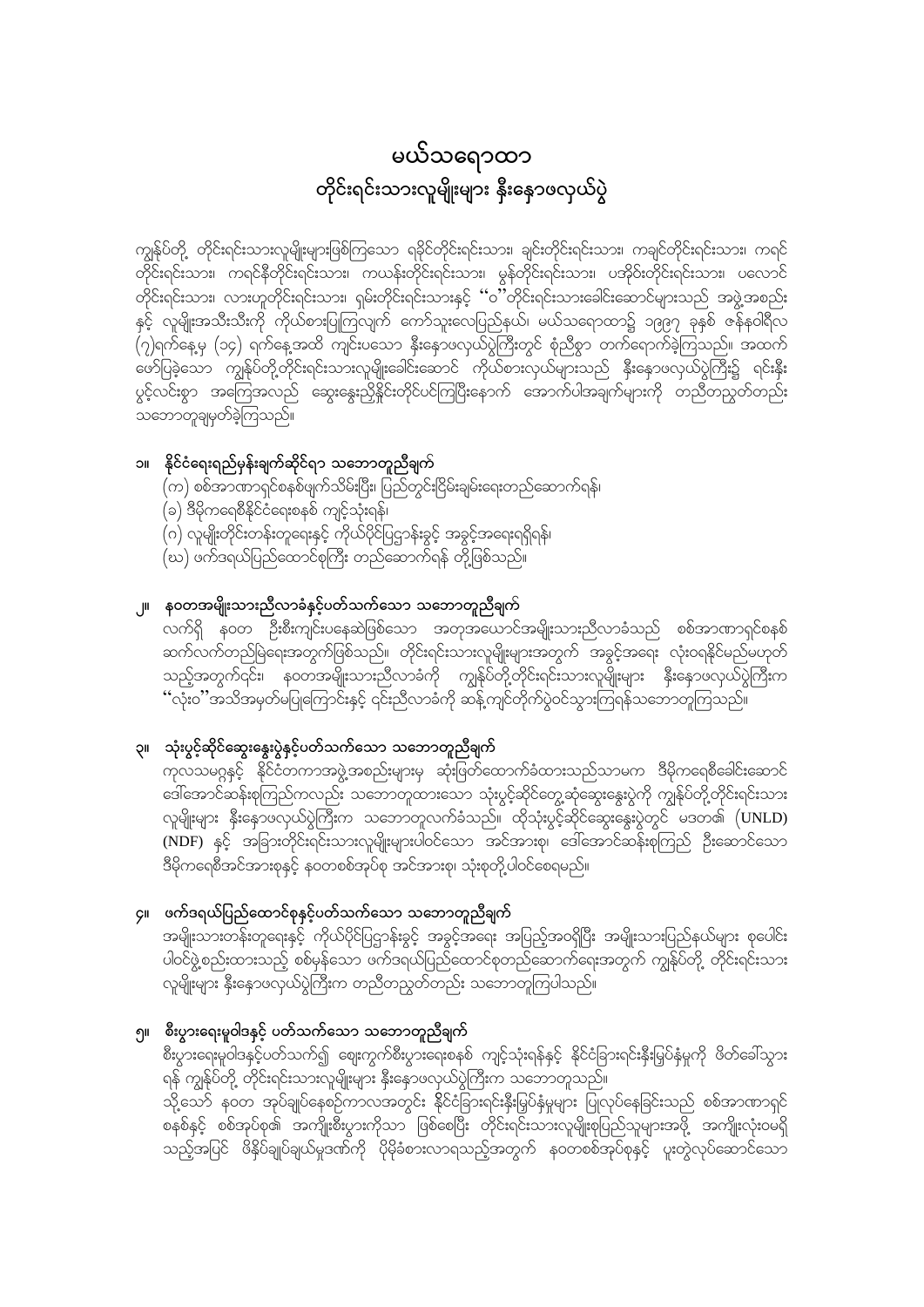# မယ်သရောထာ
## တိုင်းရင်းသားလူမျိုးများ နီးနှောဖလှယ်ပွဲ

ကျွန်ုပ်တို့ တိုင်းရင်းသားလူမျိုးများဖြစ်ကြသော ရခိုင်တိုင်းရင်းသား၊ ချင်းတိုင်းရင်းသား၊ ကချင်တိုင်းရင်းသား၊ ကရင်တိုင်းရင်းသား၊ ကရင်နီတိုင်းရင်းသား၊ ကယန်းတိုင်းရင်းသား၊ မွန်တိုင်းရင်းသား၊ ပအိုဝ်းတိုင်းရင်းသား၊ ပလောင်တိုင်းရင်းသား၊ လားဟူတိုင်းရင်းသား၊ ရှမ်းတိုင်းရင်းသားနှင့် "ဝ"တိုင်းရင်းသားခေါင်းဆောင်များသည် အဖွဲ့အစည်းနှင့် လူမျိုးအသီးသီးကို ကိုယ်စားပြုကြလျက် ကော်သူးလေပြည်နယ်၊ မယ်သရောထာ၌ ၁၉၉၇ ခုနှစ် ဇန်နဝါရီလ (၇)ရက်နေ့မှ (၁၄) ရက်နေ့အထိ ကျင်းပသော နီးနှောဖလှယ်ပွဲကြီးတွင် စုံညီစွာ တက်ရောက်ခဲ့ကြသည်။ အထက်ဖော်ပြခဲ့သော ကျွန်ုပ်တို့တိုင်းရင်းသားလူမျိုးခေါင်းဆောင် ကိုယ်စားလှယ်များသည် နီးနှောဖလှယ်ပွဲကြီး၌ ရင်းနှီးပွင့်လင်းစွာ အကြောအလည် ဆွေးနွေးညှိနှိုင်းတိုင်ပင်ကြပြီးနောက် အောက်ပါအချက်များကို တညီတညွတ်တည်း သဘောတူချမှတ်ခဲ့ကြသည်။

### ၁။ နိုင်ငံရေးရည်မှန်းချက်ဆိုင်ရာ သဘောတူညီချက်

(က) စစ်အာဏာရှင်စနစ်ဖျက်သိမ်းပြီး ပြည်တွင်းငြိမ်းချမ်းရေးတည်ဆောက်ရန်၊
(ခ) ဒီမိုကရေစီနိုင်ငံရေးစနစ် ကျင့်သုံးရန်၊
(ဂ) လူမျိုးတိုင်းတန်းတူရေးနှင့် ကိုယ်ပိုင်ပြဋ္ဌာန်းခွင့် အခွင့်အရေးရရှိရန်၊
(ဃ) ဖက်ဒရယ်ပြည်ထောင်စုကြီး တည်ဆောက်ရန် တို့ဖြစ်သည်။

### ၂။ နဝတအမျိုးသားညီလာခံနှင့်ပတ်သက်သော သဘောတူညီချက်

လက်ရှိ နဝတ ဦးစီးကျင်းပနေဆဲဖြစ်သော အတုအယောင်အမျိုးသားညီလာခံသည် စစ်အာဏာရှင်စနစ်ဆက်လက်တည်မြဲရေးအတွက်ဖြစ်သည်။ တိုင်းရင်းသားလူမျိုးများအတွက် အခွင့်အရေး လုံးဝရနိုင်မည်မဟုတ်သည့်အတွက်၎င်း၊ နဝတအမျိုးသားညီလာခံကို ကျွန်ုပ်တို့တိုင်းရင်းသားလူမျိုးများ နီးနှောဖလှယ်ပွဲကြီးက "လုံးဝ"အသိအမှတ်မပြုကြောင်းနှင့် ၎င်းညီလာခံကို ဆန့်ကျင်တိုက်ပွဲဝင်သွားကြရန်သဘောတူကြသည်။

### ၃။ သုံးပွင့်ဆိုင်ဆွေးနွေးပွဲနှင့်ပတ်သက်သော သဘောတူညီချက်

ကုလသမဂ္ဂနှင့် နိုင်ငံတကာအဖွဲ့အစည်းများမှ ဆုံးဖြတ်ထောက်ခံထားသည်သာမက ဒီမိုကရေစီခေါင်းဆောင် ဒေါ်အောင်ဆန်းစုကြည်ကလည်း သဘောတူထားသော သုံးပွင့်ဆိုင်တွေ့ဆုံဆွေးနွေးပွဲကို ကျွန်ုပ်တို့တိုင်းရင်းသားလူမျိုးများ နီးနှောဖလှယ်ပွဲကြီးက သဘောတူလက်ခံသည်။ ထိုသုံးပွင့်ဆိုင်ဆွေးနွေးပွဲတွင် မဒတ၏ (UNLD) (NDF) နှင့် အခြားတိုင်းရင်းသားလူမျိုးများပါဝင်သော အင်အားစု၊ ဒေါ်အောင်ဆန်းစုကြည် ဦးဆောင်သော ဒီမိုကရေစီအင်အားစုနှင့် နဝတစစ်အုပ်စု အင်အားစု၊ သုံးစုတို့ပါဝင်စေရမည်။

### ၄။ ဖက်ဒရယ်ပြည်ထောင်စုနှင့်ပတ်သက်သော သဘောတူညီချက်

အမျိုးသားတန်းတူရေးနှင့် ကိုယ်ပိုင်ပြဋ္ဌာန်းခွင့် အခွင့်အရေး အပြည့်အဝရှိပြီး အမျိုးသားပြည်နယ်များ စုပေါင်းပါဝင်ဖွဲ့စည်းထားသည့် စစ်မှန်သော ဖက်ဒရယ်ပြည်ထောင်စုတည်ဆောက်ရေးအတွက် ကျွန်ုပ်တို့ တိုင်းရင်းသားလူမျိုးများ နီးနှောဖလှယ်ပွဲကြီးက တညီတညွတ်တည်း သဘောတူကြပါသည်။

### ၅။ စီးပွားရေးမူဝါဒနှင့် ပတ်သက်သော သဘောတူညီချက်

စီးပွားရေးမူဝါဒနှင့်ပတ်သက်၍ ဈေးကွက်စီးပွားရေးစနစ် ကျင့်သုံးရန်နှင့် နိုင်ငံခြားရင်းနှီးမြှပ်နှံမှုကို ဖိတ်ခေါ်သွားရန် ကျွန်ုပ်တို့ တိုင်းရင်းသားလူမျိုးများ နီးနှောဖလှယ်ပွဲကြီးက သဘောတူသည်။

သို့သော် နဝတ အုပ်ချုပ်နေစဉ်ကာလအတွင်း နိုင်ငံခြားရင်းနှီးမြှပ်နှံမှုများ ပြုလုပ်နေခြင်းသည် စစ်အာဏာရှင်စနစ်နှင့် စစ်အုပ်စု၏ အကျိုးစီးပွားကိုသာ ဖြစ်စေပြီး တိုင်းရင်းသားလူမျိုးစုပြည်သူများအဖို့ အကျိုးလုံးဝမရှိသည့်အပြင် ဖိနှိပ်ချုပ်ချယ်မှုဒဏ်ကို ပိုမိုခံစားလာရသည့်အတွက် နဝတစစ်အုပ်စုနှင့် ပူးတွဲလုပ်ဆောင်သော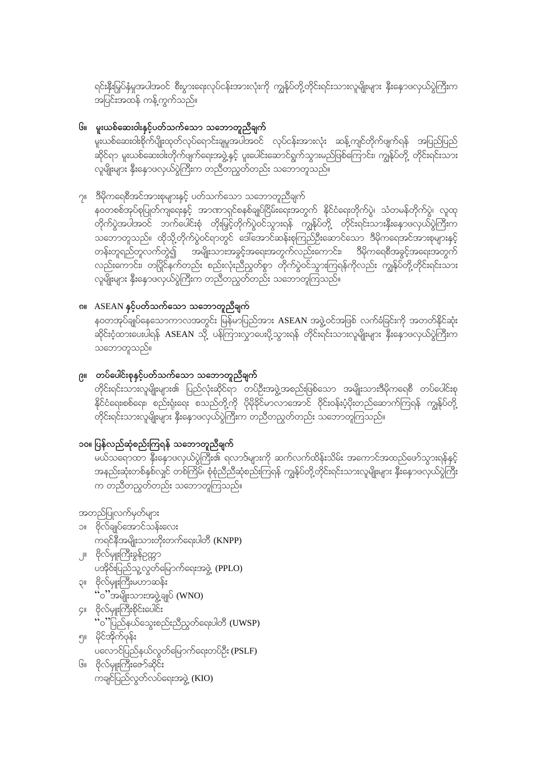ရင်းနှီးမြှပ်နှံမှုအပါအဝင် စီးပွားရေးလုပ်ငန်းအားလုံးကို ကျွန်ုပ်တို့တိုင်းရင်းသားလူမျိုးများ နီးနှောဖလှယ်ပွဲကြီးက အပြင်းအထန် ကန့်ကွက်သည်။

## ၆။ မူးယစ်ဆေးဝါးနှင့်ပတ်သက်သော သဘောတူညီချက်

မူးယစ်ဆေးဝါးစိုက်ပျိုးထုတ်လုပ်ရောင်းချမှုအပါအဝင် လုပ်ငန်းအားလုံး ဆန့်ကျင်တိုက်ဖျက်ရန် အပြည်ပြည်ဆိုင်ရာ မူးယစ်ဆေးဝါးတိုက်ဖျက်ရေးအဖွဲ့နှင့် ပူးပေါင်းဆောင်ရွက်သွားမည်ဖြစ်ကြောင်း၊ ကျွန်ုပ်တို့ တိုင်းရင်းသားလူမျိုးများ နီးနှောဖလှယ်ပွဲကြီးက တညီတညွတ်တည်း သဘောတူသည်။

## ၇။ ဒီမိုကရေစီအင်အားစုများနှင့် ပတ်သက်သော သဘောတူညီချက်

နဝတစစ်အုပ်စုဖြုတ်ချရေးနှင့် အာဏာရှင်စနစ်ချုပ်ငြိမ်းရေးအတွက် နိုင်ငံရေးတိုက်ပွဲ၊ သံတမန်တိုက်ပွဲ၊ လူထုတိုက်ပွဲအပါအဝင် ဘက်ပေါင်းစုံ တိုးမြှင့်တိုက်ပွဲဝင်သွားရန် ကျွန်ုပ်တို့ တိုင်းရင်းသားနီးနှောဖလှယ်ပွဲကြီးက သဘောတူသည်။ ထိုသို့တိုက်ပွဲဝင်ရာတွင် ဒေါ်အောင်ဆန်းစုကြည်ဦးဆောင်သော ဒီမိုကရေစီအင်အားစုများနှင့် တန်းတူရည်တူလက်တွဲ၍ အမျိုးသားအခွင့်အရေးအတွက်လည်းကောင်း၊ ဒီမိုကရေစီအခွင့်အရေးအတွက်လည်းကောင်း၊ တပြိုင်နက်တည်း စည်းလုံးညီညွတ်စွာ တိုက်ပွဲဝင်သွားကြရန်ကိုလည်း ကျွန်ုပ်တို့တိုင်းရင်းသားလူမျိုးများ နီးနှောဖလှယ်ပွဲကြီးက တညီတညွတ်တည်း သဘောတူကြသည်။

## ၈။ ASEAN နှင့်ပတ်သက်သော သဘောတူညီချက်

နဝတအုပ်ချုပ်နေသောကာလအတွင်း မြန်မာပြည်အား ASEAN အဖွဲ့ဝင်အဖြစ် လက်ခံခြင်းကို အတတ်နိုင်ဆုံး ဆိုင်းငံ့ထားပေးပါရန် ASEAN သို့ ပန်ကြားလွှာပေးပို့သွားရန် တိုင်းရင်းသားလူမျိုးများ နီးနှောဖလှယ်ပွဲကြီးက သဘောတူသည်။

## ၉။ တပ်ပေါင်းစုနှင့်ပတ်သက်သော သဘောတူညီချက်

တိုင်းရင်းသားလူမျိုးများ၏ ပြည်လုံးဆိုင်ရာ တပ်ဦးအဖွဲ့အစည်းဖြစ်သော အမျိုးသားဒီမိုကရေစီ တပ်ပေါင်းစုနိုင်ငံရေး၊စစ်ရေး၊ စည်းရုံးရေး စသည်တို့ကို ပိုမိုခိုင်မာလာအောင် ဝိုင်းဝန်းပံ့ပိုးတည်ဆောက်ကြရန် ကျွန်ုပ်တို့ တိုင်းရင်းသားလူမျိုးများ နီးနှောဖလှယ်ပွဲကြီးက တညီတညွတ်တည်း သဘောတူကြသည်။

## ၁၀။ ပြန်လည်ဆုံစည်းကြရန် သဘောတူညီချက်

မယ်သရောထာ နီးနှောဖလှယ်ပွဲကြီး၏ ရလဒ်များကို ဆက်လက်ထိန်းသိမ်း အကောင်အထည်ဖော်သွားရန်နှင့် အနည်းဆုံးတစ်နှစ်လျှင် တစ်ကြိမ်၊ စုံညီညီဆုံစည်းကြရန် ကျွန်ုပ်တို့တိုင်းရင်းသားလူမျိုးများ နီးနှောဖလှယ်ပွဲကြီးက တညီတညွတ်တည်း သဘောတူကြသည်။

အတည်ပြုလက်မှတ်များ

၁။ ဗိုလ်ချုပ်အောင်သန်းလေး
ကရင်နီအမျိုးသားတိုးတက်ရေးပါတီ (KNPP)

၂။ ဗိုလ်မှူးကြီးခွန်ဥက္ကာ
ပအိုဝ်းပြည်သူ့လွတ်မြောက်ရေးအဖွဲ့ (PPLO)

၃။ ဗိုလ်မှူးကြီးမဟာဆန်း
"ဝ"အမျိုးသားအဖွဲ့ချုပ် (WNO)

၄။ ဗိုလ်မှူးကြီးစိုင်းပေါင်း
"ဝ"ပြည်နယ်သွေးစည်းညီညွတ်ရေးပါတီ (UWSP)

၅။ မိုင်အိုက်ဖုန်း
ပလောင်ပြည်နယ်လွတ်မြောက်ရေးတပ်ဦး (PSLF)

၆။ ဗိုလ်မှူးကြီးဇော်ဆိုင်း
ကချင်ပြည်လွတ်လပ်ရေးအဖွဲ့ (KIO)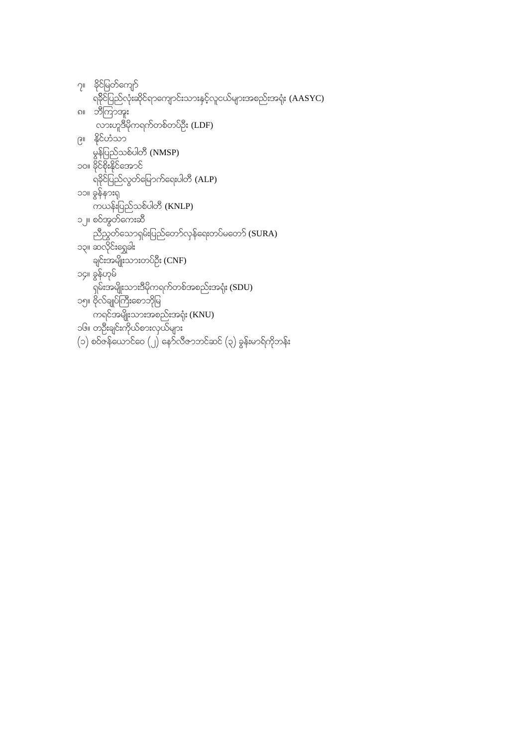၇။ ခိုင်မြတ်ကျော်

ရခိုင်ပြည်လုံးဆိုင်ရာကျောင်းသားနှင့်လူငယ်များအစည်းအရုံး (AASYC)

၈။ ဘီကြာအူး

လားဟူဒီမိုကရက်တစ်တပ်ဦး (LDF)

၉။ နိုင်ဟံသာ

မွန်ပြည်သစ်ပါတီ (NMSP)

၁၀။ ခိုင်စိုးနိုင်အောင်

ရခိုင်ပြည်လွတ်မြောက်ရေးပါတီ (ALP)

၁၁။ ခွန်နားရ

ကယန်းပြည်သစ်ပါတီ (KNLP)

၁၂။ စဝ်အွတ်ကေးဆီ

ညီညွတ်သောရှမ်းပြည်တော်လှန်ရေးတပ်မတော် (SURA)

၁၃။ ဆလိုင်းရွှေခါး

ချင်းအမျိုးသားတပ်ဦး (CNF)

၁၄။ ခွန်ဟုမ်

ရှမ်းအမျိုးသားဒီမိုကရက်တစ်အစည်းအရုံး (SDU)

၁၅။ ဗိုလ်ချုပ်ကြီးစောဘိုမြ

ကရင်အမျိုးသားအစည်းအရုံး (KNU)

၁၆။ တဦးချင်းကိုယ်စားလှယ်များ

(၁) စဝ်ဇန်ယောင်ဝေ (၂) နော်လီဇာဘင်ဆင် (၃) ခွန်းမာရ်ကိုဘန်း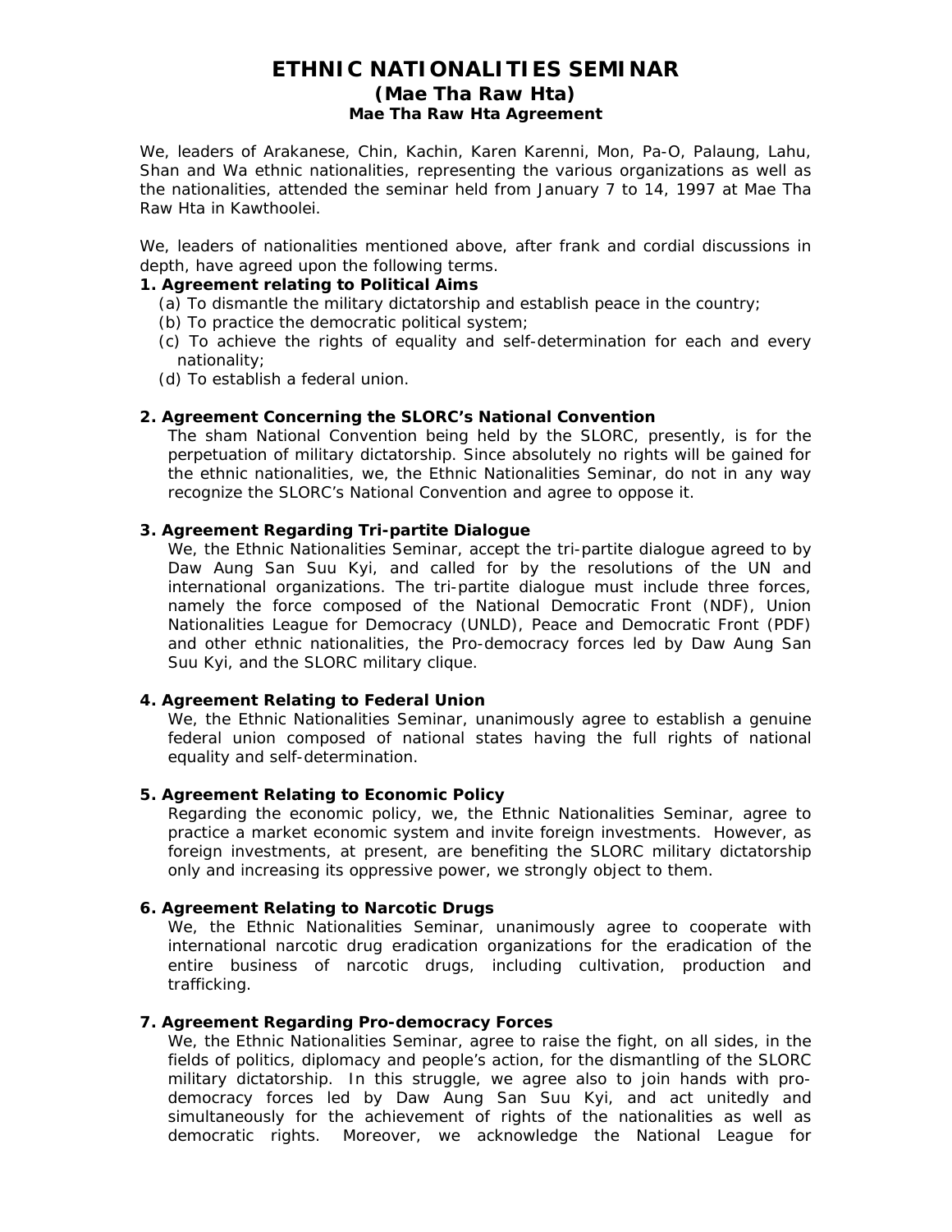# ETHNIC NATIONALITIES SEMINAR

## (Mae Tha Raw Hta)

### Mae Tha Raw Hta Agreement

We, leaders of Arakanese, Chin, Kachin, Karen Karenni, Mon, Pa-O, Palaung, Lahu, Shan and Wa ethnic nationalities, representing the various organizations as well as the nationalities, attended the seminar held from January 7 to 14, 1997 at Mae Tha Raw Hta in Kawthoolei.

We, leaders of nationalities mentioned above, after frank and cordial discussions in depth, have agreed upon the following terms.

**1. Agreement relating to Political Aims**

(a) To dismantle the military dictatorship and establish peace in the country;
(b) To practice the democratic political system;
(c) To achieve the rights of equality and self-determination for each and every nationality;
(d) To establish a federal union.

**2. Agreement Concerning the SLORC's National Convention**

The sham National Convention being held by the SLORC, presently, is for the perpetuation of military dictatorship. Since absolutely no rights will be gained for the ethnic nationalities, we, the Ethnic Nationalities Seminar, do not in any way recognize the SLORC's National Convention and agree to oppose it.

**3. Agreement Regarding Tri-partite Dialogue**

We, the Ethnic Nationalities Seminar, accept the tri-partite dialogue agreed to by Daw Aung San Suu Kyi, and called for by the resolutions of the UN and international organizations. The tri-partite dialogue must include three forces, namely the force composed of the National Democratic Front (NDF), Union Nationalities League for Democracy (UNLD), Peace and Democratic Front (PDF) and other ethnic nationalities, the Pro-democracy forces led by Daw Aung San Suu Kyi, and the SLORC military clique.

**4. Agreement Relating to Federal Union**

We, the Ethnic Nationalities Seminar, unanimously agree to establish a genuine federal union composed of national states having the full rights of national equality and self-determination.

**5. Agreement Relating to Economic Policy**

Regarding the economic policy, we, the Ethnic Nationalities Seminar, agree to practice a market economic system and invite foreign investments. However, as foreign investments, at present, are benefiting the SLORC military dictatorship only and increasing its oppressive power, we strongly object to them.

**6. Agreement Relating to Narcotic Drugs**

We, the Ethnic Nationalities Seminar, unanimously agree to cooperate with international narcotic drug eradication organizations for the eradication of the entire business of narcotic drugs, including cultivation, production and trafficking.

**7. Agreement Regarding Pro-democracy Forces**

We, the Ethnic Nationalities Seminar, agree to raise the fight, on all sides, in the fields of politics, diplomacy and people's action, for the dismantling of the SLORC military dictatorship. In this struggle, we agree also to join hands with pro-democracy forces led by Daw Aung San Suu Kyi, and act unitedly and simultaneously for the achievement of rights of the nationalities as well as democratic rights. Moreover, we acknowledge the National League for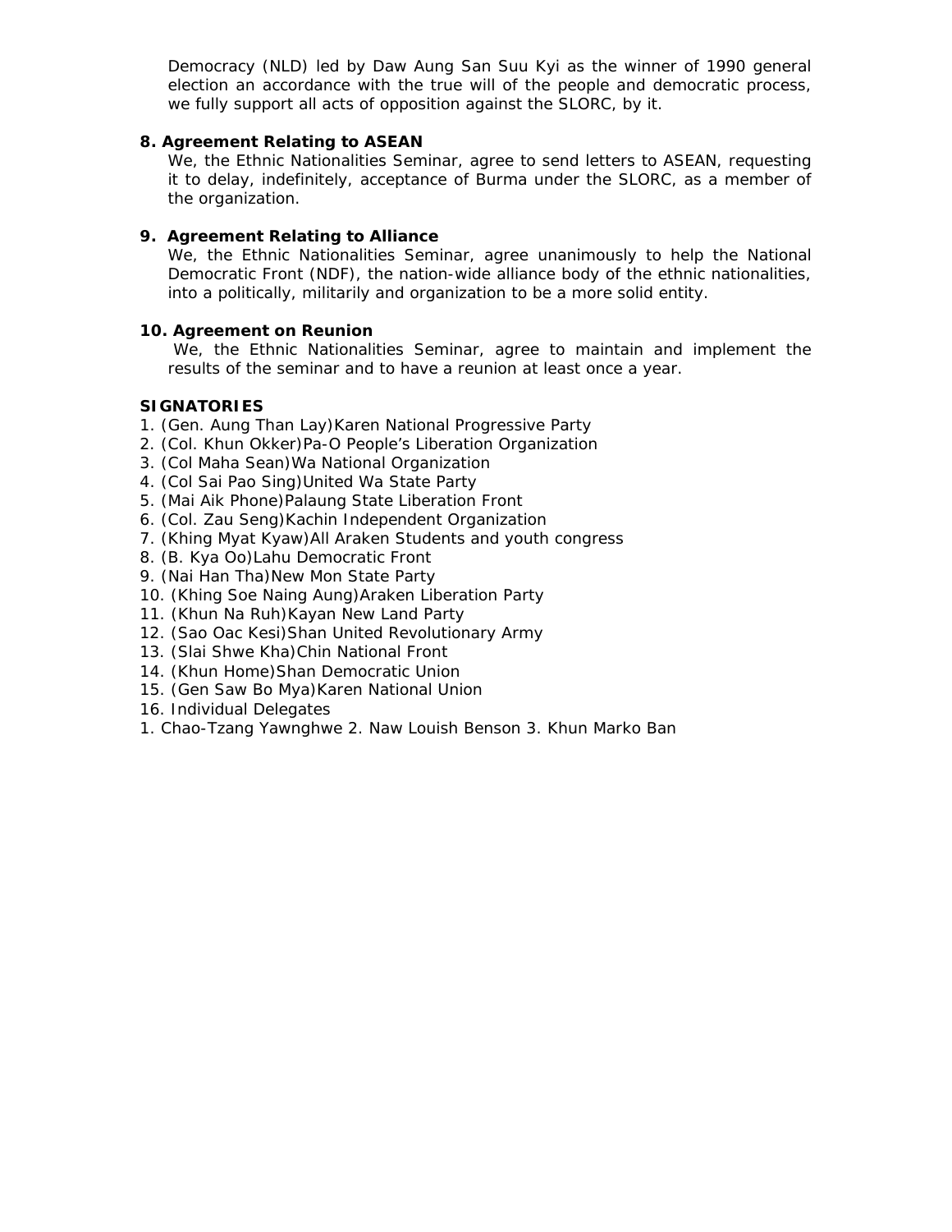Democracy (NLD) led by Daw Aung San Suu Kyi as the winner of 1990 general election an accordance with the true will of the people and democratic process, we fully support all acts of opposition against the SLORC, by it.

**8. Agreement Relating to ASEAN**

We, the Ethnic Nationalities Seminar, agree to send letters to ASEAN, requesting it to delay, indefinitely, acceptance of Burma under the SLORC, as a member of the organization.

**9. Agreement Relating to Alliance**

We, the Ethnic Nationalities Seminar, agree unanimously to help the National Democratic Front (NDF), the nation-wide alliance body of the ethnic nationalities, into a politically, militarily and organization to be a more solid entity.

**10. Agreement on Reunion**

We, the Ethnic Nationalities Seminar, agree to maintain and implement the results of the seminar and to have a reunion at least once a year.

**SIGNATORIES**

1. (Gen. Aung Than Lay)Karen National Progressive Party
2. (Col. Khun Okker)Pa-O People's Liberation Organization
3. (Col Maha Sean)Wa National Organization
4. (Col Sai Pao Sing)United Wa State Party
5. (Mai Aik Phone)Palaung State Liberation Front
6. (Col. Zau Seng)Kachin Independent Organization
7. (Khing Myat Kyaw)All Araken Students and youth congress
8. (B. Kya Oo)Lahu Democratic Front
9. (Nai Han Tha)New Mon State Party
10. (Khing Soe Naing Aung)Araken Liberation Party
11. (Khun Na Ruh)Kayan New Land Party
12. (Sao Oac Kesi)Shan United Revolutionary Army
13. (Slai Shwe Kha)Chin National Front
14. (Khun Home)Shan Democratic Union
15. (Gen Saw Bo Mya)Karen National Union
16. Individual Delegates

1. Chao-Tzang Yawnghwe 2. Naw Louish Benson 3. Khun Marko Ban